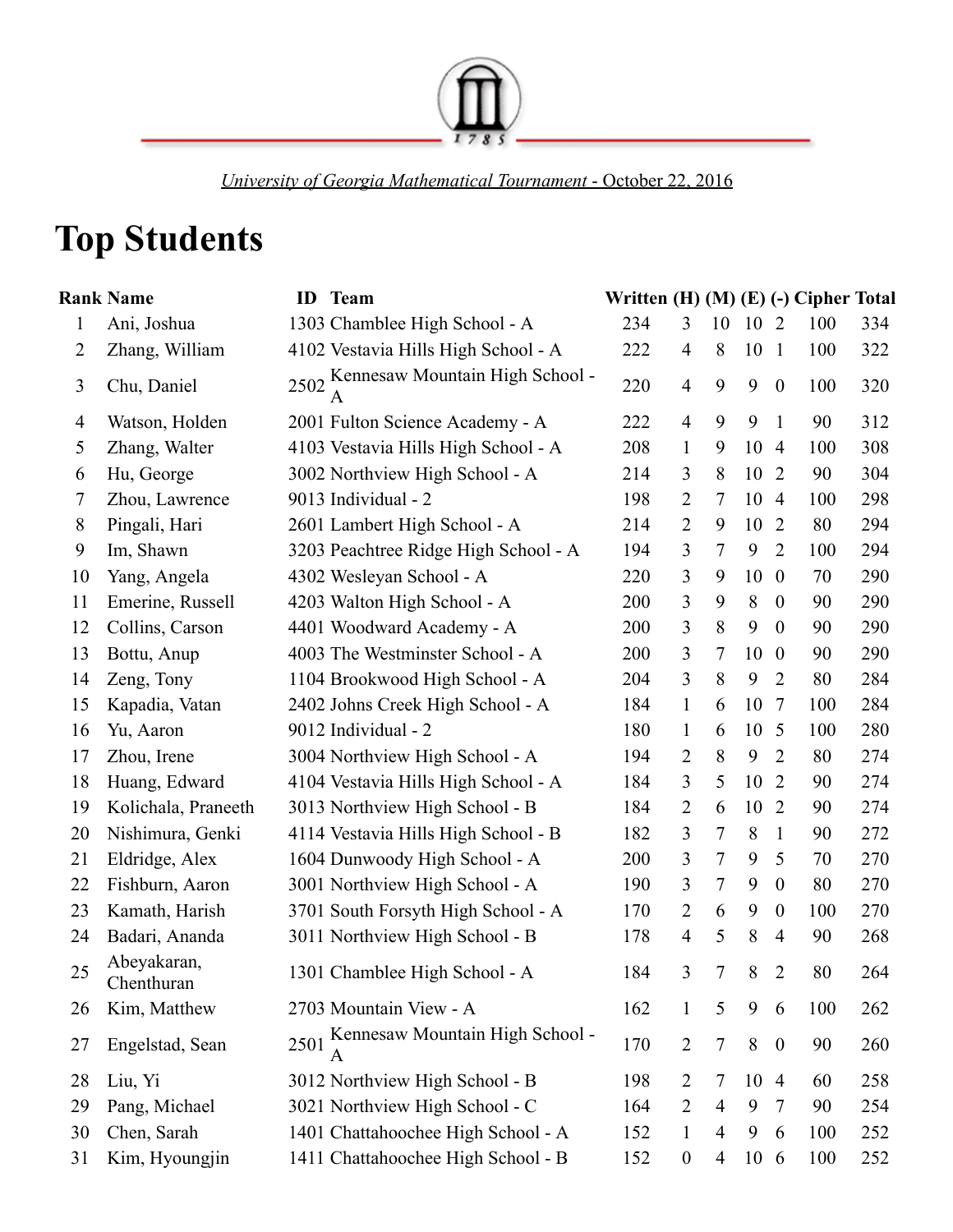University of Georgia Mathematical Tournament - October 22, 2016

# Top Students

| Rank | Name | ID | Team | Written | (H) | (M) | (E) | (-) | Cipher | Total |
|---|---|---|---|---|---|---|---|---|---|---|
| 1 | Ani, Joshua | 1303 | Chamblee High School - A | 234 | 3 | 10 | 10 | 2 | 100 | 334 |
| 2 | Zhang, William | 4102 | Vestavia Hills High School - A | 222 | 4 | 8 | 10 | 1 | 100 | 322 |
| 3 | Chu, Daniel | 2502 | Kennesaw Mountain High School - A | 220 | 4 | 9 | 9 | 0 | 100 | 320 |
| 4 | Watson, Holden | 2001 | Fulton Science Academy - A | 222 | 4 | 9 | 9 | 1 | 90 | 312 |
| 5 | Zhang, Walter | 4103 | Vestavia Hills High School - A | 208 | 1 | 9 | 10 | 4 | 100 | 308 |
| 6 | Hu, George | 3002 | Northview High School - A | 214 | 3 | 8 | 10 | 2 | 90 | 304 |
| 7 | Zhou, Lawrence | 9013 | Individual - 2 | 198 | 2 | 7 | 10 | 4 | 100 | 298 |
| 8 | Pingali, Hari | 2601 | Lambert High School - A | 214 | 2 | 9 | 10 | 2 | 80 | 294 |
| 9 | Im, Shawn | 3203 | Peachtree Ridge High School - A | 194 | 3 | 7 | 9 | 2 | 100 | 294 |
| 10 | Yang, Angela | 4302 | Wesleyan School - A | 220 | 3 | 9 | 10 | 0 | 70 | 290 |
| 11 | Emerine, Russell | 4203 | Walton High School - A | 200 | 3 | 9 | 8 | 0 | 90 | 290 |
| 12 | Collins, Carson | 4401 | Woodward Academy - A | 200 | 3 | 8 | 9 | 0 | 90 | 290 |
| 13 | Bottu, Anup | 4003 | The Westminster School - A | 200 | 3 | 7 | 10 | 0 | 90 | 290 |
| 14 | Zeng, Tony | 1104 | Brookwood High School - A | 204 | 3 | 8 | 9 | 2 | 80 | 284 |
| 15 | Kapadia, Vatan | 2402 | Johns Creek High School - A | 184 | 1 | 6 | 10 | 7 | 100 | 284 |
| 16 | Yu, Aaron | 9012 | Individual - 2 | 180 | 1 | 6 | 10 | 5 | 100 | 280 |
| 17 | Zhou, Irene | 3004 | Northview High School - A | 194 | 2 | 8 | 9 | 2 | 80 | 274 |
| 18 | Huang, Edward | 4104 | Vestavia Hills High School - A | 184 | 3 | 5 | 10 | 2 | 90 | 274 |
| 19 | Kolichala, Praneeth | 3013 | Northview High School - B | 184 | 2 | 6 | 10 | 2 | 90 | 274 |
| 20 | Nishimura, Genki | 4114 | Vestavia Hills High School - B | 182 | 3 | 7 | 8 | 1 | 90 | 272 |
| 21 | Eldridge, Alex | 1604 | Dunwoody High School - A | 200 | 3 | 7 | 9 | 5 | 70 | 270 |
| 22 | Fishburn, Aaron | 3001 | Northview High School - A | 190 | 3 | 7 | 9 | 0 | 80 | 270 |
| 23 | Kamath, Harish | 3701 | South Forsyth High School - A | 170 | 2 | 6 | 9 | 0 | 100 | 270 |
| 24 | Badari, Ananda | 3011 | Northview High School - B | 178 | 4 | 5 | 8 | 4 | 90 | 268 |
| 25 | Abeyakaran, Chenthuran | 1301 | Chamblee High School - A | 184 | 3 | 7 | 8 | 2 | 80 | 264 |
| 26 | Kim, Matthew | 2703 | Mountain View - A | 162 | 1 | 5 | 9 | 6 | 100 | 262 |
| 27 | Engelstad, Sean | 2501 | Kennesaw Mountain High School - A | 170 | 2 | 7 | 8 | 0 | 90 | 260 |
| 28 | Liu, Yi | 3012 | Northview High School - B | 198 | 2 | 7 | 10 | 4 | 60 | 258 |
| 29 | Pang, Michael | 3021 | Northview High School - C | 164 | 2 | 4 | 9 | 7 | 90 | 254 |
| 30 | Chen, Sarah | 1401 | Chattahoochee High School - A | 152 | 1 | 4 | 9 | 6 | 100 | 252 |
| 31 | Kim, Hyoungjin | 1411 | Chattahoochee High School - B | 152 | 0 | 4 | 10 | 6 | 100 | 252 |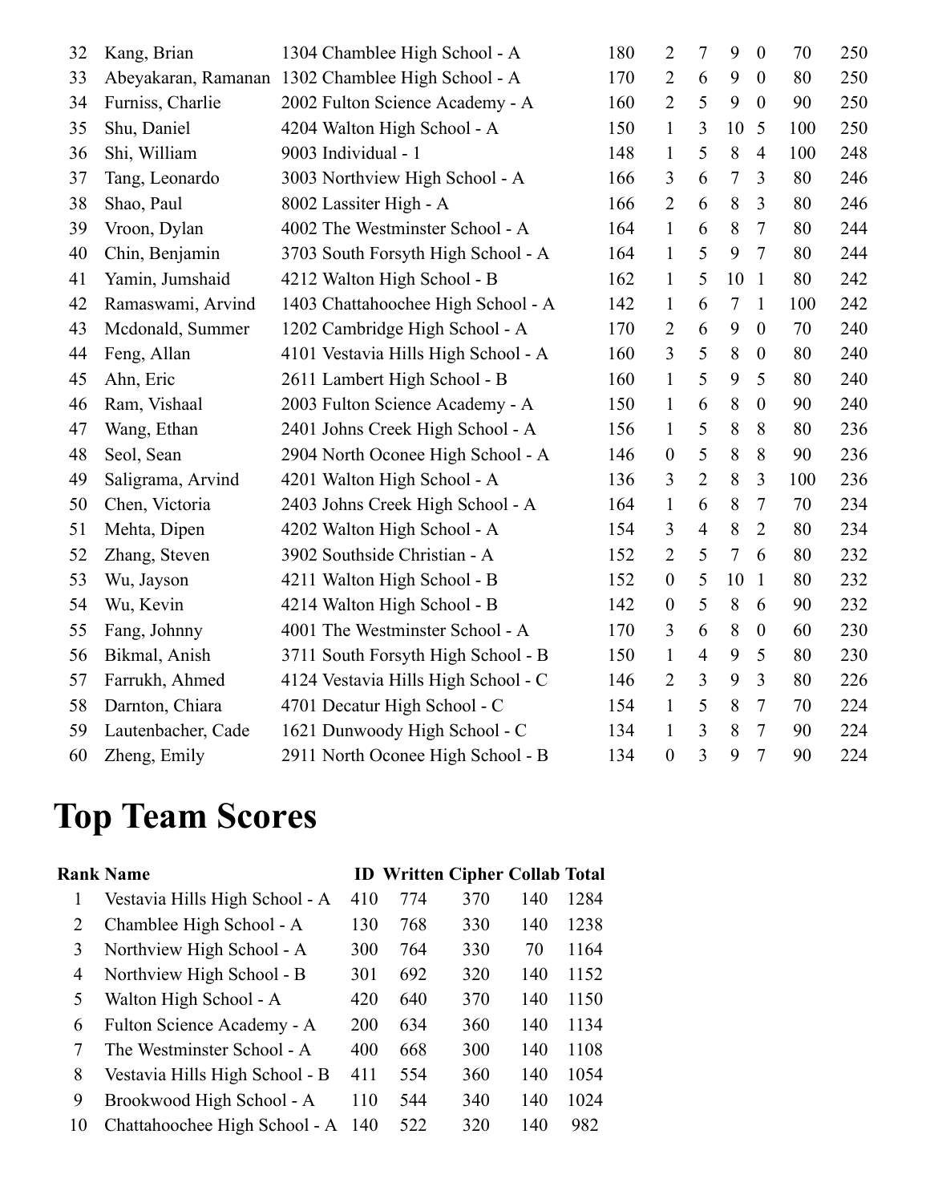| | | | | | | | | | |
|---|---|---|---|---|---|---|---|---|---|
| 32 | Kang, Brian | 1304 Chamblee High School - A | 180 | 2 | 7 | 9 | 0 | 70 | 250 |
| 33 | Abeyakaran, Ramanan | 1302 Chamblee High School - A | 170 | 2 | 6 | 9 | 0 | 80 | 250 |
| 34 | Furniss, Charlie | 2002 Fulton Science Academy - A | 160 | 2 | 5 | 9 | 0 | 90 | 250 |
| 35 | Shu, Daniel | 4204 Walton High School - A | 150 | 1 | 3 | 10 | 5 | 100 | 250 |
| 36 | Shi, William | 9003 Individual - 1 | 148 | 1 | 5 | 8 | 4 | 100 | 248 |
| 37 | Tang, Leonardo | 3003 Northview High School - A | 166 | 3 | 6 | 7 | 3 | 80 | 246 |
| 38 | Shao, Paul | 8002 Lassiter High - A | 166 | 2 | 6 | 8 | 3 | 80 | 246 |
| 39 | Vroon, Dylan | 4002 The Westminster School - A | 164 | 1 | 6 | 8 | 7 | 80 | 244 |
| 40 | Chin, Benjamin | 3703 South Forsyth High School - A | 164 | 1 | 5 | 9 | 7 | 80 | 244 |
| 41 | Yamin, Jumshaid | 4212 Walton High School - B | 162 | 1 | 5 | 10 | 1 | 80 | 242 |
| 42 | Ramaswami, Arvind | 1403 Chattahoochee High School - A | 142 | 1 | 6 | 7 | 1 | 100 | 242 |
| 43 | Mcdonald, Summer | 1202 Cambridge High School - A | 170 | 2 | 6 | 9 | 0 | 70 | 240 |
| 44 | Feng, Allan | 4101 Vestavia Hills High School - A | 160 | 3 | 5 | 8 | 0 | 80 | 240 |
| 45 | Ahn, Eric | 2611 Lambert High School - B | 160 | 1 | 5 | 9 | 5 | 80 | 240 |
| 46 | Ram, Vishaal | 2003 Fulton Science Academy - A | 150 | 1 | 6 | 8 | 0 | 90 | 240 |
| 47 | Wang, Ethan | 2401 Johns Creek High School - A | 156 | 1 | 5 | 8 | 8 | 80 | 236 |
| 48 | Seol, Sean | 2904 North Oconee High School - A | 146 | 0 | 5 | 8 | 8 | 90 | 236 |
| 49 | Saligrama, Arvind | 4201 Walton High School - A | 136 | 3 | 2 | 8 | 3 | 100 | 236 |
| 50 | Chen, Victoria | 2403 Johns Creek High School - A | 164 | 1 | 6 | 8 | 7 | 70 | 234 |
| 51 | Mehta, Dipen | 4202 Walton High School - A | 154 | 3 | 4 | 8 | 2 | 80 | 234 |
| 52 | Zhang, Steven | 3902 Southside Christian - A | 152 | 2 | 5 | 7 | 6 | 80 | 232 |
| 53 | Wu, Jayson | 4211 Walton High School - B | 152 | 0 | 5 | 10 | 1 | 80 | 232 |
| 54 | Wu, Kevin | 4214 Walton High School - B | 142 | 0 | 5 | 8 | 6 | 90 | 232 |
| 55 | Fang, Johnny | 4001 The Westminster School - A | 170 | 3 | 6 | 8 | 0 | 60 | 230 |
| 56 | Bikmal, Anish | 3711 South Forsyth High School - B | 150 | 1 | 4 | 9 | 5 | 80 | 230 |
| 57 | Farrukh, Ahmed | 4124 Vestavia Hills High School - C | 146 | 2 | 3 | 9 | 3 | 80 | 226 |
| 58 | Darnton, Chiara | 4701 Decatur High School - C | 154 | 1 | 5 | 8 | 7 | 70 | 224 |
| 59 | Lautenbacher, Cade | 1621 Dunwoody High School - C | 134 | 1 | 3 | 8 | 7 | 90 | 224 |
| 60 | Zheng, Emily | 2911 North Oconee High School - B | 134 | 0 | 3 | 9 | 7 | 90 | 224 |

# Top Team Scores

| Rank | Name | ID | Written | Cipher | Collab | Total |
|---|---|---|---|---|---|---|
| 1 | Vestavia Hills High School - A | 410 | 774 | 370 | 140 | 1284 |
| 2 | Chamblee High School - A | 130 | 768 | 330 | 140 | 1238 |
| 3 | Northview High School - A | 300 | 764 | 330 | 70 | 1164 |
| 4 | Northview High School - B | 301 | 692 | 320 | 140 | 1152 |
| 5 | Walton High School - A | 420 | 640 | 370 | 140 | 1150 |
| 6 | Fulton Science Academy - A | 200 | 634 | 360 | 140 | 1134 |
| 7 | The Westminster School - A | 400 | 668 | 300 | 140 | 1108 |
| 8 | Vestavia Hills High School - B | 411 | 554 | 360 | 140 | 1054 |
| 9 | Brookwood High School - A | 110 | 544 | 340 | 140 | 1024 |
| 10 | Chattahoochee High School - A | 140 | 522 | 320 | 140 | 982 |